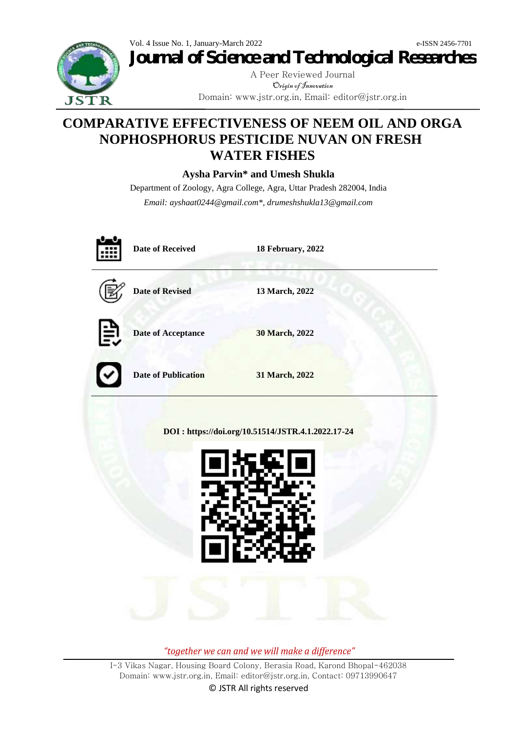# COMPARATIVE EFFECTIVENESS OF NEEM OIL AND ORGA NOPHOSPHORUS PESTICIDE NUVAN ON FRESH WATER FISHES

**Aysha Parvin* and Umesh Shukla**

Department of Zoology, Agra College, Agra, Uttar Pradesh 282004, India

*Email: ayshaat0244@gmail.com*, drumeshshukla13@gmail.com*

| | |
|---|---|
| **Date of Received** | **18 February, 2022** |
| **Date of Revised** | **13 March, 2022** |
| **Date of Acceptance** | **30 March, 2022** |
| **Date of Publication** | **31 March, 2022** |

**DOI : https://doi.org/10.51514/JSTR.4.1.2022.17-24**

*"together we can and we will make a difference"*

I-3 Vikas Nagar, Housing Board Colony, Berasia Road, Karond Bhopal-462038
Domain: www.jstr.org.in, Email: editor@jstr.org.in, Contact: 09713990647
© JSTR All rights reserved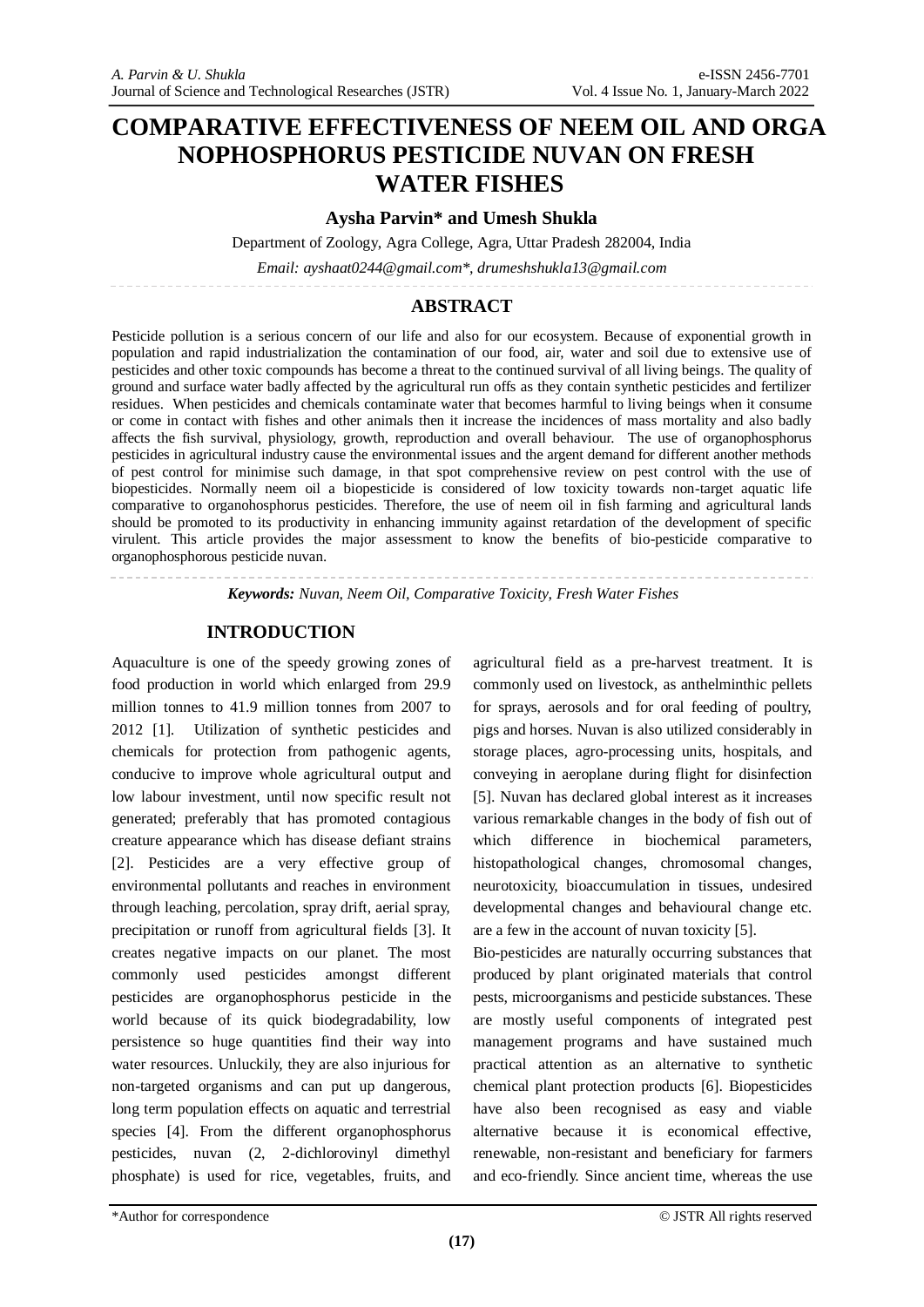# COMPARATIVE EFFECTIVENESS OF NEEM OIL AND ORGA NOPHOSPHORUS PESTICIDE NUVAN ON FRESH WATER FISHES

**Aysha Parvin* and Umesh Shukla**

Department of Zoology, Agra College, Agra, Uttar Pradesh 282004, India

*Email: ayshaat0244@gmail.com*, drumeshshukla13@gmail.com*

## ABSTRACT

Pesticide pollution is a serious concern of our life and also for our ecosystem. Because of exponential growth in population and rapid industrialization the contamination of our food, air, water and soil due to extensive use of pesticides and other toxic compounds has become a threat to the continued survival of all living beings. The quality of ground and surface water badly affected by the agricultural run offs as they contain synthetic pesticides and fertilizer residues. When pesticides and chemicals contaminate water that becomes harmful to living beings when it consume or come in contact with fishes and other animals then it increase the incidences of mass mortality and also badly affects the fish survival, physiology, growth, reproduction and overall behaviour. The use of organophosphorus pesticides in agricultural industry cause the environmental issues and the argent demand for different another methods of pest control for minimise such damage, in that spot comprehensive review on pest control with the use of biopesticides. Normally neem oil a biopesticide is considered of low toxicity towards non-target aquatic life comparative to organohosphorus pesticides. Therefore, the use of neem oil in fish farming and agricultural lands should be promoted to its productivity in enhancing immunity against retardation of the development of specific virulent. This article provides the major assessment to know the benefits of bio-pesticide comparative to organophosphorous pesticide nuvan.

***Keywords:*** *Nuvan, Neem Oil, Comparative Toxicity, Fresh Water Fishes*

## INTRODUCTION

Aquaculture is one of the speedy growing zones of food production in world which enlarged from 29.9 million tonnes to 41.9 million tonnes from 2007 to 2012 [1]. Utilization of synthetic pesticides and chemicals for protection from pathogenic agents, conducive to improve whole agricultural output and low labour investment, until now specific result not generated; preferably that has promoted contagious creature appearance which has disease defiant strains [2]. Pesticides are a very effective group of environmental pollutants and reaches in environment through leaching, percolation, spray drift, aerial spray, precipitation or runoff from agricultural fields [3]. It creates negative impacts on our planet. The most commonly used pesticides amongst different pesticides are organophosphorus pesticide in the world because of its quick biodegradability, low persistence so huge quantities find their way into water resources. Unluckily, they are also injurious for non-targeted organisms and can put up dangerous, long term population effects on aquatic and terrestrial species [4]. From the different organophosphorus pesticides, nuvan (2, 2-dichlorovinyl dimethyl phosphate) is used for rice, vegetables, fruits, and agricultural field as a pre-harvest treatment. It is commonly used on livestock, as anthelminthic pellets for sprays, aerosols and for oral feeding of poultry, pigs and horses. Nuvan is also utilized considerably in storage places, agro-processing units, hospitals, and conveying in aeroplane during flight for disinfection [5]. Nuvan has declared global interest as it increases various remarkable changes in the body of fish out of which difference in biochemical parameters, histopathological changes, chromosomal changes, neurotoxicity, bioaccumulation in tissues, undesired developmental changes and behavioural change etc. are a few in the account of nuvan toxicity [5].

Bio-pesticides are naturally occurring substances that produced by plant originated materials that control pests, microorganisms and pesticide substances. These are mostly useful components of integrated pest management programs and have sustained much practical attention as an alternative to synthetic chemical plant protection products [6]. Biopesticides have also been recognised as easy and viable alternative because it is economical effective, renewable, non-resistant and beneficiary for farmers and eco-friendly. Since ancient time, whereas the use

*Author for correspondence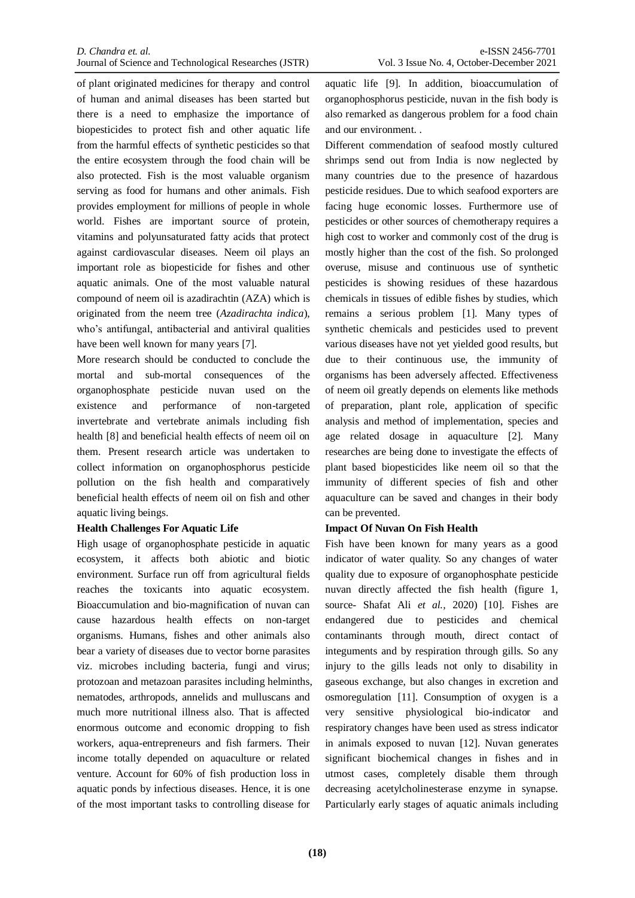of plant originated medicines for therapy and control of human and animal diseases has been started but there is a need to emphasize the importance of biopesticides to protect fish and other aquatic life from the harmful effects of synthetic pesticides so that the entire ecosystem through the food chain will be also protected. Fish is the most valuable organism serving as food for humans and other animals. Fish provides employment for millions of people in whole world. Fishes are important source of protein, vitamins and polyunsaturated fatty acids that protect against cardiovascular diseases. Neem oil plays an important role as biopesticide for fishes and other aquatic animals. One of the most valuable natural compound of neem oil is azadirachtin (AZA) which is originated from the neem tree (*Azadirachta indica*), who's antifungal, antibacterial and antiviral qualities have been well known for many years [7].

More research should be conducted to conclude the mortal and sub-mortal consequences of the organophosphate pesticide nuvan used on the existence and performance of non-targeted invertebrate and vertebrate animals including fish health [8] and beneficial health effects of neem oil on them. Present research article was undertaken to collect information on organophosphorus pesticide pollution on the fish health and comparatively beneficial health effects of neem oil on fish and other aquatic living beings.

**Health Challenges For Aquatic Life**

High usage of organophosphate pesticide in aquatic ecosystem, it affects both abiotic and biotic environment. Surface run off from agricultural fields reaches the toxicants into aquatic ecosystem. Bioaccumulation and bio-magnification of nuvan can cause hazardous health effects on non-target organisms. Humans, fishes and other animals also bear a variety of diseases due to vector borne parasites viz. microbes including bacteria, fungi and virus; protozoan and metazoan parasites including helminths, nematodes, arthropods, annelids and mulluscans and much more nutritional illness also. That is affected enormous outcome and economic dropping to fish workers, aqua-entrepreneurs and fish farmers. Their income totally depended on aquaculture or related venture. Account for 60% of fish production loss in aquatic ponds by infectious diseases. Hence, it is one of the most important tasks to controlling disease for aquatic life [9]. In addition, bioaccumulation of organophosphorus pesticide, nuvan in the fish body is also remarked as dangerous problem for a food chain and our environment. .

Different commendation of seafood mostly cultured shrimps send out from India is now neglected by many countries due to the presence of hazardous pesticide residues. Due to which seafood exporters are facing huge economic losses. Furthermore use of pesticides or other sources of chemotherapy requires a high cost to worker and commonly cost of the drug is mostly higher than the cost of the fish. So prolonged overuse, misuse and continuous use of synthetic pesticides is showing residues of these hazardous chemicals in tissues of edible fishes by studies, which remains a serious problem [1]. Many types of synthetic chemicals and pesticides used to prevent various diseases have not yet yielded good results, but due to their continuous use, the immunity of organisms has been adversely affected. Effectiveness of neem oil greatly depends on elements like methods of preparation, plant role, application of specific analysis and method of implementation, species and age related dosage in aquaculture [2]. Many researches are being done to investigate the effects of plant based biopesticides like neem oil so that the immunity of different species of fish and other aquaculture can be saved and changes in their body can be prevented.

**Impact Of Nuvan On Fish Health**

Fish have been known for many years as a good indicator of water quality. So any changes of water quality due to exposure of organophosphate pesticide nuvan directly affected the fish health (figure 1, source- Shafat Ali *et al.,* 2020) [10]. Fishes are endangered due to pesticides and chemical contaminants through mouth, direct contact of integuments and by respiration through gills. So any injury to the gills leads not only to disability in gaseous exchange, but also changes in excretion and osmoregulation [11]. Consumption of oxygen is a very sensitive physiological bio-indicator and respiratory changes have been used as stress indicator in animals exposed to nuvan [12]. Nuvan generates significant biochemical changes in fishes and in utmost cases, completely disable them through decreasing acetylcholinesterase enzyme in synapse. Particularly early stages of aquatic animals including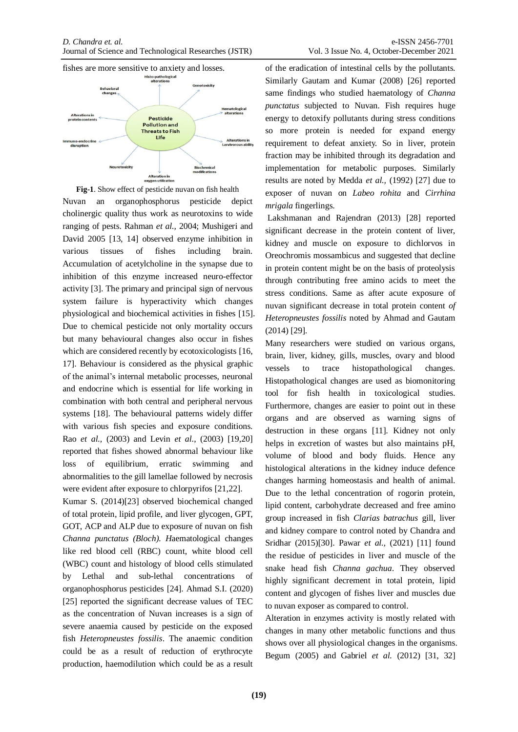fishes are more sensitive to anxiety and losses.

Histo-pathological alterations
Genotoxicity
Behavioral changes
Hematological alterations
Alterations in protein contents
Pesticide Pollution and Threats to Fish Life
Alterations in Larvivorous ability
Immuno-endocrine disruption
Neurotoxicity
Biochemical modifications
Alteration in oxygen utilization

**Fig-1**. Show effect of pesticide nuvan on fish health

Nuvan an organophosphorus pesticide depict cholinergic quality thus work as neurotoxins to wide ranging of pests. Rahman *et al.,* 2004; Mushigeri and David 2005 [13, 14] observed enzyme inhibition in various tissues of fishes including brain. Accumulation of acetylcholine in the synapse due to inhibition of this enzyme increased neuro-effector activity [3]. The primary and principal sign of nervous system failure is hyperactivity which changes physiological and biochemical activities in fishes [15]. Due to chemical pesticide not only mortality occurs but many behavioural changes also occur in fishes which are considered recently by ecotoxicologists [16, 17]. Behaviour is considered as the physical graphic of the animal's internal metabolic processes, neuronal and endocrine which is essential for life working in combination with both central and peripheral nervous systems [18]. The behavioural patterns widely differ with various fish species and exposure conditions. Rao *et al.,* (2003) and Levin *et al.,* (2003) [19,20] reported that fishes showed abnormal behaviour like loss of equilibrium, erratic swimming and abnormalities to the gill lamellae followed by necrosis were evident after exposure to chlorpyrifos [21,22].

Kumar S. (2014)[23] observed biochemical changed of total protein, lipid profile, and liver glycogen, GPT, GOT, ACP and ALP due to exposure of nuvan on fish *Channa punctatus (Bloch). H*aematological changes like red blood cell (RBC) count, white blood cell (WBC) count and histology of blood cells stimulated by Lethal and sub-lethal concentrations of organophosphorus pesticides [24]. Ahmad S.I. (2020) [25] reported the significant decrease values of TEC as the concentration of Nuvan increases is a sign of severe anaemia caused by pesticide on the exposed fish *Heteropneustes fossilis*. The anaemic condition could be as a result of reduction of erythrocyte production, haemodilution which could be as a result of the eradication of intestinal cells by the pollutants. Similarly Gautam and Kumar (2008) [26] reported same findings who studied haematology of *Channa punctatus* subjected to Nuvan. Fish requires huge energy to detoxify pollutants during stress conditions so more protein is needed for expand energy requirement to defeat anxiety. So in liver, protein fraction may be inhibited through its degradation and implementation for metabolic purposes. Similarly results are noted by Medda *et al.,* (1992) [27] due to exposer of nuvan on *Labeo rohita* and *Cirrhina mrigala* fingerlings.

Lakshmanan and Rajendran (2013) [28] reported significant decrease in the protein content of liver, kidney and muscle on exposure to dichlorvos in Oreochromis mossambicus and suggested that decline in protein content might be on the basis of proteolysis through contributing free amino acids to meet the stress conditions. Same as after acute exposure of nuvan significant decrease in total protein content *of Heteropneustes fossilis* noted by Ahmad and Gautam (2014) [29].

Many researchers were studied on various organs, brain, liver, kidney, gills, muscles, ovary and blood vessels to trace histopathological changes. Histopathological changes are used as biomonitoring tool for fish health in toxicological studies. Furthermore, changes are easier to point out in these organs and are observed as warning signs of destruction in these organs [11]. Kidney not only helps in excretion of wastes but also maintains pH, volume of blood and body fluids. Hence any histological alterations in the kidney induce defence changes harming homeostasis and health of animal. Due to the lethal concentration of rogorin protein, lipid content, carbohydrate decreased and free amino group increased in fish *Clarias batrachus* gill, liver and kidney compare to control noted by Chandra and Sridhar (2015)[30]. Pawar *et al.,* (2021) [11] found the residue of pesticides in liver and muscle of the snake head fish *Channa gachua*. They observed highly significant decrement in total protein, lipid content and glycogen of fishes liver and muscles due to nuvan exposer as compared to control.

Alteration in enzymes activity is mostly related with changes in many other metabolic functions and thus shows over all physiological changes in the organisms. Begum (2005) and Gabriel *et al.* (2012) [31, 32]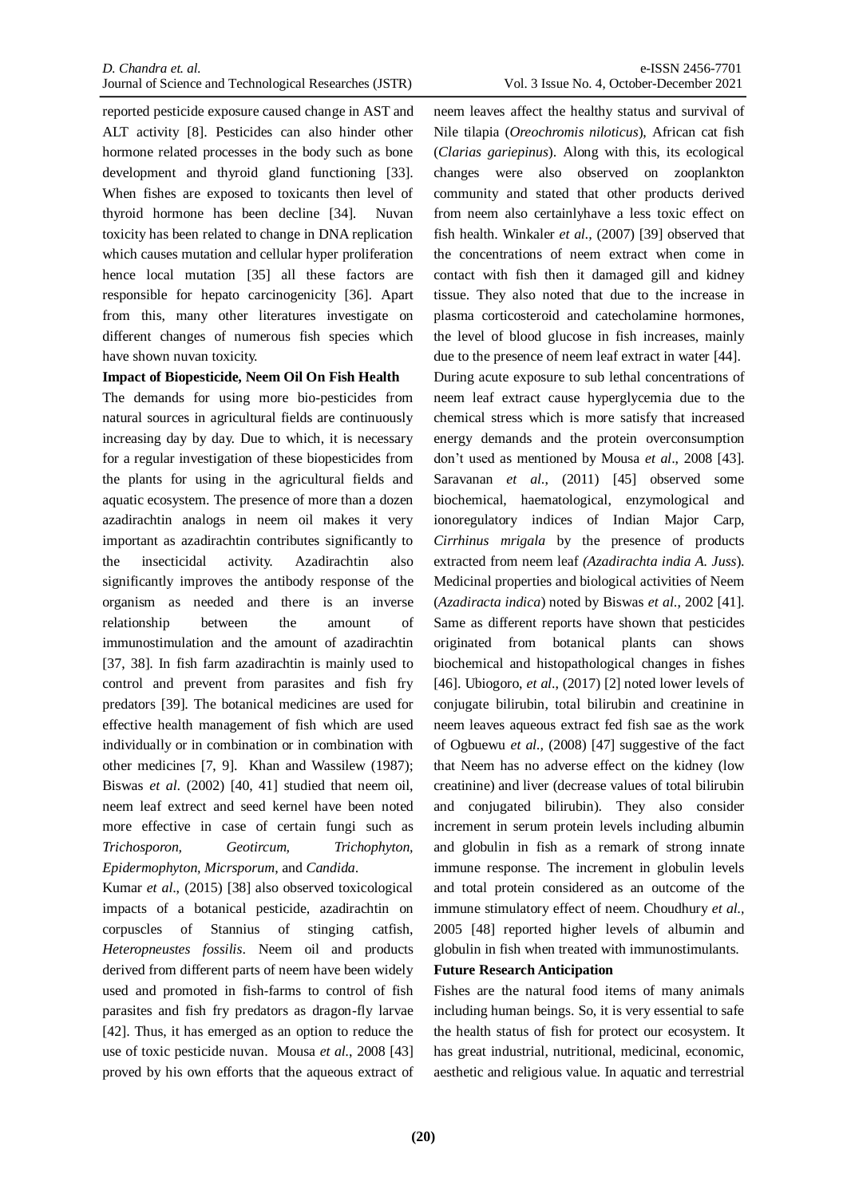reported pesticide exposure caused change in AST and ALT activity [8]. Pesticides can also hinder other hormone related processes in the body such as bone development and thyroid gland functioning [33]. When fishes are exposed to toxicants then level of thyroid hormone has been decline [34]. Nuvan toxicity has been related to change in DNA replication which causes mutation and cellular hyper proliferation hence local mutation [35] all these factors are responsible for hepato carcinogenicity [36]. Apart from this, many other literatures investigate on different changes of numerous fish species which have shown nuvan toxicity.

**Impact of Biopesticide, Neem Oil On Fish Health**

The demands for using more bio-pesticides from natural sources in agricultural fields are continuously increasing day by day. Due to which, it is necessary for a regular investigation of these biopesticides from the plants for using in the agricultural fields and aquatic ecosystem. The presence of more than a dozen azadirachtin analogs in neem oil makes it very important as azadirachtin contributes significantly to the insecticidal activity. Azadirachtin also significantly improves the antibody response of the organism as needed and there is an inverse relationship between the amount of immunostimulation and the amount of azadirachtin [37, 38]. In fish farm azadirachtin is mainly used to control and prevent from parasites and fish fry predators [39]. The botanical medicines are used for effective health management of fish which are used individually or in combination or in combination with other medicines [7, 9]. Khan and Wassilew (1987); Biswas *et al.* (2002) [40, 41] studied that neem oil, neem leaf extrect and seed kernel have been noted more effective in case of certain fungi such as *Trichosporon, Geotircum, Trichophyton, Epidermophyton, Micrsporum*, and *Candida*.

Kumar *et al*., (2015) [38] also observed toxicological impacts of a botanical pesticide, azadirachtin on corpuscles of Stannius of stinging catfish, *Heteropneustes fossilis*. Neem oil and products derived from different parts of neem have been widely used and promoted in fish-farms to control of fish parasites and fish fry predators as dragon-fly larvae [42]. Thus, it has emerged as an option to reduce the use of toxic pesticide nuvan. Mousa *et al.*, 2008 [43] proved by his own efforts that the aqueous extract of neem leaves affect the healthy status and survival of Nile tilapia (*Oreochromis niloticus*), African cat fish (*Clarias gariepinus*). Along with this, its ecological changes were also observed on zooplankton community and stated that other products derived from neem also certainlyhave a less toxic effect on fish health. Winkaler *et al.,* (2007) [39] observed that the concentrations of neem extract when come in contact with fish then it damaged gill and kidney tissue. They also noted that due to the increase in plasma corticosteroid and catecholamine hormones, the level of blood glucose in fish increases, mainly due to the presence of neem leaf extract in water [44].

During acute exposure to sub lethal concentrations of neem leaf extract cause hyperglycemia due to the chemical stress which is more satisfy that increased energy demands and the protein overconsumption don't used as mentioned by Mousa *et al*., 2008 [43]. Saravanan *et al*., (2011) [45] observed some biochemical, haematological, enzymological and ionoregulatory indices of Indian Major Carp, *Cirrhinus mrigala* by the presence of products extracted from neem leaf *(Azadirachta india A. Juss*). Medicinal properties and biological activities of Neem (*Azadiracta indica*) noted by Biswas *et al*., 2002 [41]. Same as different reports have shown that pesticides originated from botanical plants can shows biochemical and histopathological changes in fishes [46]. Ubiogoro, *et al*., (2017) [2] noted lower levels of conjugate bilirubin, total bilirubin and creatinine in neem leaves aqueous extract fed fish sae as the work of Ogbuewu *et al.,* (2008) [47] suggestive of the fact that Neem has no adverse effect on the kidney (low creatinine) and liver (decrease values of total bilirubin and conjugated bilirubin). They also consider increment in serum protein levels including albumin and globulin in fish as a remark of strong innate immune response. The increment in globulin levels and total protein considered as an outcome of the immune stimulatory effect of neem. Choudhury *et al.*, 2005 [48] reported higher levels of albumin and globulin in fish when treated with immunostimulants.

**Future Research Anticipation**

Fishes are the natural food items of many animals including human beings. So, it is very essential to safe the health status of fish for protect our ecosystem. It has great industrial, nutritional, medicinal, economic, aesthetic and religious value. In aquatic and terrestrial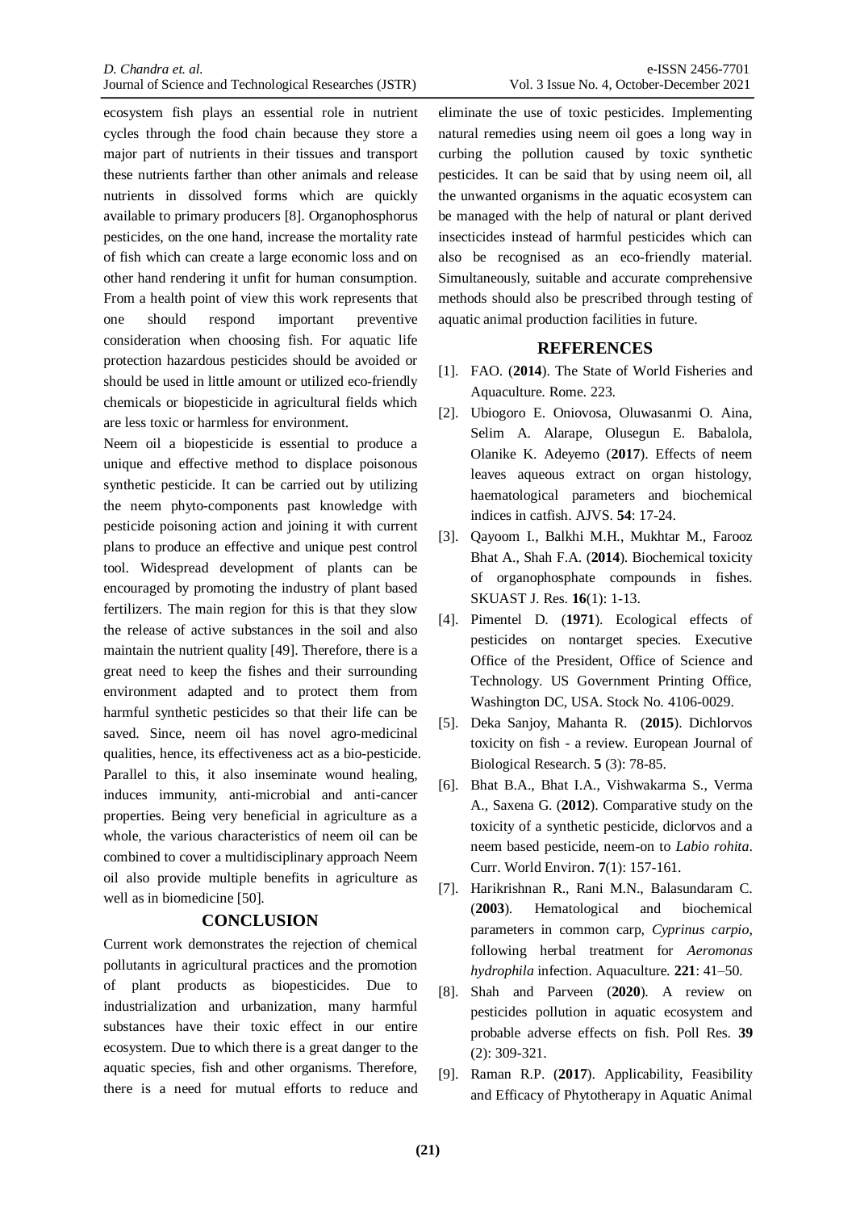ecosystem fish plays an essential role in nutrient cycles through the food chain because they store a major part of nutrients in their tissues and transport these nutrients farther than other animals and release nutrients in dissolved forms which are quickly available to primary producers [8]. Organophosphorus pesticides, on the one hand, increase the mortality rate of fish which can create a large economic loss and on other hand rendering it unfit for human consumption. From a health point of view this work represents that one should respond important preventive consideration when choosing fish. For aquatic life protection hazardous pesticides should be avoided or should be used in little amount or utilized eco-friendly chemicals or biopesticide in agricultural fields which are less toxic or harmless for environment.

Neem oil a biopesticide is essential to produce a unique and effective method to displace poisonous synthetic pesticide. It can be carried out by utilizing the neem phyto-components past knowledge with pesticide poisoning action and joining it with current plans to produce an effective and unique pest control tool. Widespread development of plants can be encouraged by promoting the industry of plant based fertilizers. The main region for this is that they slow the release of active substances in the soil and also maintain the nutrient quality [49]. Therefore, there is a great need to keep the fishes and their surrounding environment adapted and to protect them from harmful synthetic pesticides so that their life can be saved. Since, neem oil has novel agro-medicinal qualities, hence, its effectiveness act as a bio-pesticide. Parallel to this, it also inseminate wound healing, induces immunity, anti-microbial and anti-cancer properties. Being very beneficial in agriculture as a whole, the various characteristics of neem oil can be combined to cover a multidisciplinary approach Neem oil also provide multiple benefits in agriculture as well as in biomedicine [50].

## CONCLUSION

Current work demonstrates the rejection of chemical pollutants in agricultural practices and the promotion of plant products as biopesticides. Due to industrialization and urbanization, many harmful substances have their toxic effect in our entire ecosystem. Due to which there is a great danger to the aquatic species, fish and other organisms. Therefore, there is a need for mutual efforts to reduce and eliminate the use of toxic pesticides. Implementing natural remedies using neem oil goes a long way in curbing the pollution caused by toxic synthetic pesticides. It can be said that by using neem oil, all the unwanted organisms in the aquatic ecosystem can be managed with the help of natural or plant derived insecticides instead of harmful pesticides which can also be recognised as an eco-friendly material. Simultaneously, suitable and accurate comprehensive methods should also be prescribed through testing of aquatic animal production facilities in future.

## REFERENCES

[1]. FAO. (**2014**). The State of World Fisheries and Aquaculture. Rome. 223.

[2]. Ubiogoro E. Oniovosa, Oluwasanmi O. Aina, Selim A. Alarape, Olusegun E. Babalola, Olanike K. Adeyemo (**2017**). Effects of neem leaves aqueous extract on organ histology, haematological parameters and biochemical indices in catfish. AJVS. **54**: 17-24.

[3]. Qayoom I., Balkhi M.H., Mukhtar M., Farooz Bhat A., Shah F.A. (**2014**). Biochemical toxicity of organophosphate compounds in fishes. SKUAST J. Res. **16**(1): 1-13.

[4]. Pimentel D. (**1971**). Ecological effects of pesticides on nontarget species. Executive Office of the President, Office of Science and Technology. US Government Printing Office, Washington DC, USA. Stock No. 4106-0029.

[5]. Deka Sanjoy, Mahanta R. (**2015**). Dichlorvos toxicity on fish - a review. European Journal of Biological Research. **5** (3): 78-85.

[6]. Bhat B.A., Bhat I.A., Vishwakarma S., Verma A., Saxena G. (**2012**). Comparative study on the toxicity of a synthetic pesticide, diclorvos and a neem based pesticide, neem-on to *Labio rohita*. Curr. World Environ. **7**(1): 157-161.

[7]. Harikrishnan R., Rani M.N., Balasundaram C. (**2003**). Hematological and biochemical parameters in common carp, *Cyprinus carpio*, following herbal treatment for *Aeromonas hydrophila* infection. Aquaculture. **221**: 41–50.

[8]. Shah and Parveen (**2020**). A review on pesticides pollution in aquatic ecosystem and probable adverse effects on fish. Poll Res. **39** (2): 309-321.

[9]. Raman R.P. (**2017**). Applicability, Feasibility and Efficacy of Phytotherapy in Aquatic Animal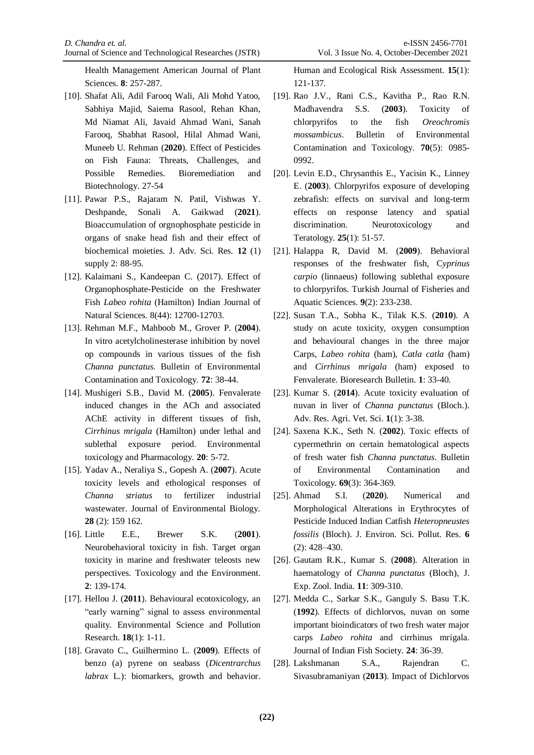Health Management American Journal of Plant Sciences. **8**: 257-287.

[10]. Shafat Ali, Adil Farooq Wali, Ali Mohd Yatoo, Sabhiya Majid, Saiema Rasool, Rehan Khan, Md Niamat Ali, Javaid Ahmad Wani, Sanah Farooq, Shabhat Rasool, Hilal Ahmad Wani, Muneeb U. Rehman (**2020**). Effect of Pesticides on Fish Fauna: Threats, Challenges, and Possible Remedies. Bioremediation and Biotechnology. 27-54

[11]. Pawar P.S., Rajaram N. Patil, Vishwas Y. Deshpande, Sonali A. Gaikwad (**2021**). Bioaccumulation of orgnophosphate pesticide in organs of snake head fish and their effect of biochemical moieties. J. Adv. Sci. Res. **12** (1) supply 2: 88-95.

[12]. Kalaimani S., Kandeepan C. (2017). Effect of Organophosphate-Pesticide on the Freshwater Fish *Labeo rohita* (Hamilton) Indian Journal of Natural Sciences. 8(44): 12700-12703.

[13]. Rehman M.F., Mahboob M., Grover P. (**2004**). In vitro acetylcholinesterase inhibition by novel op compounds in various tissues of the fish *Channa punctatus.* Bulletin of Environmental Contamination and Toxicology. **72**: 38-44.

[14]. Mushigeri S.B., David M. (**2005**). Fenvalerate induced changes in the ACh and associated AChE activity in different tissues of fish, *Cirrhinus mrigala* (Hamilton) under lethal and sublethal exposure period. Environmental toxicology and Pharmacology. **20**: 5-72.

[15]. Yadav A., Neraliya S., Gopesh A. (**2007**). Acute toxicity levels and ethological responses of *Channa striatus* to fertilizer industrial wastewater. Journal of Environmental Biology. **28** (2): 159 162.

[16]. Little E.E., Brewer S.K. (**2001**). Neurobehavioral toxicity in fish. Target organ toxicity in marine and freshwater teleosts new perspectives. Toxicology and the Environment. **2**: 139-174.

[17]. Hellou J. (**2011**). Behavioural ecotoxicology, an "early warning" signal to assess environmental quality. Environmental Science and Pollution Research. **18**(1): 1-11.

[18]. Gravato C., Guilhermino L. (**2009**). Effects of benzo (a) pyrene on seabass (*Dicentrarchus labrax* L.): biomarkers, growth and behavior. Human and Ecological Risk Assessment. **15**(1): 121-137.

[19]. Rao J.V., Rani C.S., Kavitha P., Rao R.N. Madhavendra S.S. (**2003**). Toxicity of chlorpyrifos to the fish *Oreochromis mossambicus*. Bulletin of Environmental Contamination and Toxicology. **70**(5): 0985-0992.

[20]. Levin E.D., Chrysanthis E., Yacisin K., Linney E. (**2003**). Chlorpyrifos exposure of developing zebrafish: effects on survival and long-term effects on response latency and spatial discrimination. Neurotoxicology and Teratology. **25**(1): 51-57.

[21]. Halappa R, David M. (**2009**). Behavioral responses of the freshwater fish, C*yprinus carpio* (linnaeus) following sublethal exposure to chlorpyrifos. Turkish Journal of Fisheries and Aquatic Sciences. **9**(2): 233-238.

[22]. Susan T.A., Sobha K., Tilak K.S. (**2010**). A study on acute toxicity, oxygen consumption and behavioural changes in the three major Carps, *Labeo rohita* (ham), *Catla catla* (ham) and *Cirrhinus mrigala* (ham) exposed to Fenvalerate. Bioresearch Bulletin. **1**: 33-40.

[23]. Kumar S. (**2014**). Acute toxicity evaluation of nuvan in liver of *Channa punctatus* (Bloch.). Adv. Res. Agri. Vet. Sci. **1**(1): 3-38.

[24]. Saxena K.K., Seth N. (**2002**). Toxic effects of cypermethrin on certain hematological aspects of fresh water fish *Channa punctatus*. Bulletin of Environmental Contamination and Toxicology. **69**(3): 364-369.

[25]. Ahmad S.I. (**2020**). Numerical and Morphological Alterations in Erythrocytes of Pesticide Induced Indian Catfish *Heteropneustes fossilis* (Bloch). J. Environ. Sci. Pollut. Res. **6** (2): 428–430.

[26]. Gautam R.K., Kumar S. (**2008**). Alteration in haematology of *Channa punctatus* (Bloch), J. Exp. Zool. India. **11**: 309-310.

[27]. Medda C., Sarkar S.K., Ganguly S. Basu T.K. (**1992**). Effects of dichlorvos, nuvan on some important bioindicators of two fresh water major carps *Labeo rohita* and cirrhinus mrigala. Journal of Indian Fish Society. **24**: 36-39.

[28]. Lakshmanan S.A., Rajendran C. Sivasubramaniyan (**2013**). Impact of Dichlorvos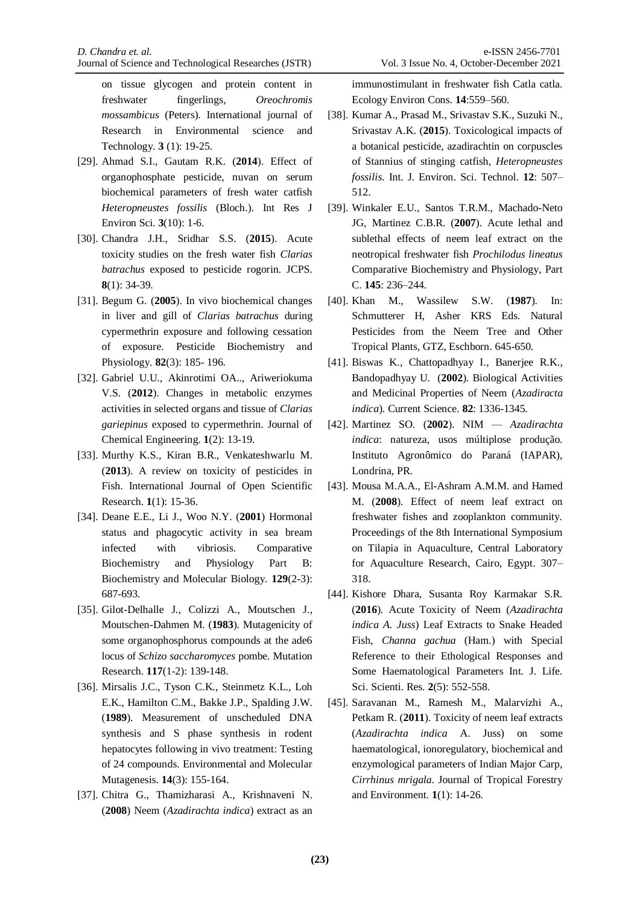on tissue glycogen and protein content in freshwater fingerlings, *Oreochromis mossambicus* (Peters). International journal of Research in Environmental science and Technology. **3** (1): 19-25.

[29]. Ahmad S.I., Gautam R.K. (**2014**). Effect of organophosphate pesticide, nuvan on serum biochemical parameters of fresh water catfish *Heteropneustes fossilis* (Bloch.). Int Res J Environ Sci. **3**(10): 1-6.

[30]. Chandra J.H., Sridhar S.S. (**2015**). Acute toxicity studies on the fresh water fish *Clarias batrachus* exposed to pesticide rogorin. JCPS. **8**(1): 34-39.

[31]. Begum G. (**2005**). In vivo biochemical changes in liver and gill of *Clarias batrachus* during cypermethrin exposure and following cessation of exposure. Pesticide Biochemistry and Physiology. **82**(3): 185- 196.

[32]. Gabriel U.U., Akinrotimi OA.., Ariweriokuma V.S. (**2012**). Changes in metabolic enzymes activities in selected organs and tissue of *Clarias gariepinus* exposed to cypermethrin. Journal of Chemical Engineering. **1**(2): 13-19.

[33]. Murthy K.S., Kiran B.R., Venkateshwarlu M. (**2013**). A review on toxicity of pesticides in Fish. International Journal of Open Scientific Research. **1**(1): 15-36.

[34]. Deane E.E., Li J., Woo N.Y. (**2001**) Hormonal status and phagocytic activity in sea bream infected with vibriosis. Comparative Biochemistry and Physiology Part B: Biochemistry and Molecular Biology. **129**(2-3): 687-693.

[35]. Gilot-Delhalle J., Colizzi A., Moutschen J., Moutschen-Dahmen M. (**1983**). Mutagenicity of some organophosphorus compounds at the ade6 locus of *Schizo saccharomyces* pombe. Mutation Research. **117**(1-2): 139-148.

[36]. Mirsalis J.C., Tyson C.K., Steinmetz K.L., Loh E.K., Hamilton C.M., Bakke J.P., Spalding J.W. (**1989**). Measurement of unscheduled DNA synthesis and S phase synthesis in rodent hepatocytes following in vivo treatment: Testing of 24 compounds. Environmental and Molecular Mutagenesis. **14**(3): 155-164.

[37]. Chitra G., Thamizharasi A., Krishnaveni N. (**2008**) Neem (*Azadirachta indica*) extract as an immunostimulant in freshwater fish Catla catla. Ecology Environ Cons. **14**:559–560.

[38]. Kumar A., Prasad M., Srivastav S.K., Suzuki N., Srivastav A.K. (**2015**). Toxicological impacts of a botanical pesticide, azadirachtin on corpuscles of Stannius of stinging catfish, *Heteropneustes fossilis.* Int. J. Environ. Sci. Technol. **12**: 507–512.

[39]. Winkaler E.U., Santos T.R.M., Machado-Neto JG, Martinez C.B.R. (**2007**). Acute lethal and sublethal effects of neem leaf extract on the neotropical freshwater fish *Prochilodus lineatus* Comparative Biochemistry and Physiology, Part C. **145**: 236–244.

[40]. Khan M., Wassilew S.W. (**1987**). In: Schmutterer H, Asher KRS Eds. Natural Pesticides from the Neem Tree and Other Tropical Plants, GTZ, Eschborn. 645-650.

[41]. Biswas K., Chattopadhyay I., Banerjee R.K., Bandopadhyay U. (**2002**). Biological Activities and Medicinal Properties of Neem (*Azadiracta indica*). Current Science. **82**: 1336-1345.

[42]. Martinez SO. (**2002**). NIM — *Azadirachta indica*: natureza, usos múltiplose produção. Instituto Agronômico do Paraná (IAPAR), Londrina, PR.

[43]. Mousa M.A.A., El-Ashram A.M.M. and Hamed M. (**2008**). Effect of neem leaf extract on freshwater fishes and zooplankton community. Proceedings of the 8th International Symposium on Tilapia in Aquaculture, Central Laboratory for Aquaculture Research, Cairo, Egypt. 307–318.

[44]. Kishore Dhara, Susanta Roy Karmakar S.R. (**2016**). Acute Toxicity of Neem (*Azadirachta indica A. Juss*) Leaf Extracts to Snake Headed Fish, *Channa gachua* (Ham.) with Special Reference to their Ethological Responses and Some Haematological Parameters Int. J. Life. Sci. Scienti. Res. **2**(5): 552-558.

[45]. Saravanan M., Ramesh M., Malarvizhi A., Petkam R. (**2011**). Toxicity of neem leaf extracts (*Azadirachta indica* A. Juss) on some haematological, ionoregulatory, biochemical and enzymological parameters of Indian Major Carp, *Cirrhinus mrigala*. Journal of Tropical Forestry and Environment. **1**(1): 14-26.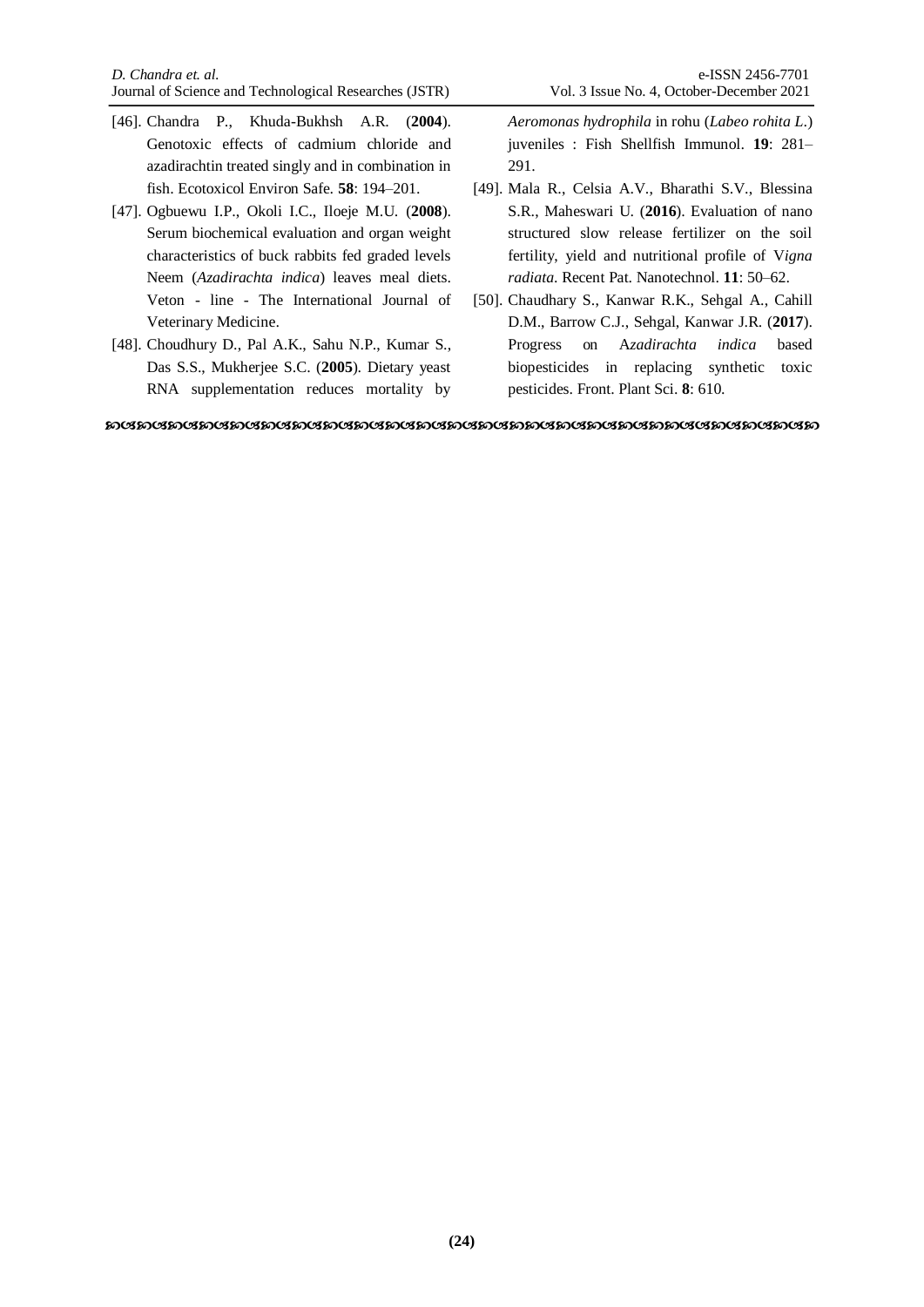[46]. Chandra P., Khuda-Bukhsh A.R. (**2004**). Genotoxic effects of cadmium chloride and azadirachtin treated singly and in combination in fish. Ecotoxicol Environ Safe. **58**: 194–201.

[47]. Ogbuewu I.P., Okoli I.C., Iloeje M.U. (**2008**). Serum biochemical evaluation and organ weight characteristics of buck rabbits fed graded levels Neem (*Azadirachta indica*) leaves meal diets. Veton - line - The International Journal of Veterinary Medicine.

[48]. Choudhury D., Pal A.K., Sahu N.P., Kumar S., Das S.S., Mukherjee S.C. (**2005**). Dietary yeast RNA supplementation reduces mortality by *Aeromonas hydrophila* in rohu (*Labeo rohita L.*) juveniles : Fish Shellfish Immunol. **19**: 281–291.

[49]. Mala R., Celsia A.V., Bharathi S.V., Blessina S.R., Maheswari U. (**2016**). Evaluation of nano structured slow release fertilizer on the soil fertility, yield and nutritional profile of V*igna radiata*. Recent Pat. Nanotechnol. **11**: 50–62.

[50]. Chaudhary S., Kanwar R.K., Sehgal A., Cahill D.M., Barrow C.J., Sehgal, Kanwar J.R. (**2017**). Progress on A*zadirachta indica* based biopesticides in replacing synthetic toxic pesticides. Front. Plant Sci. **8**: 610.